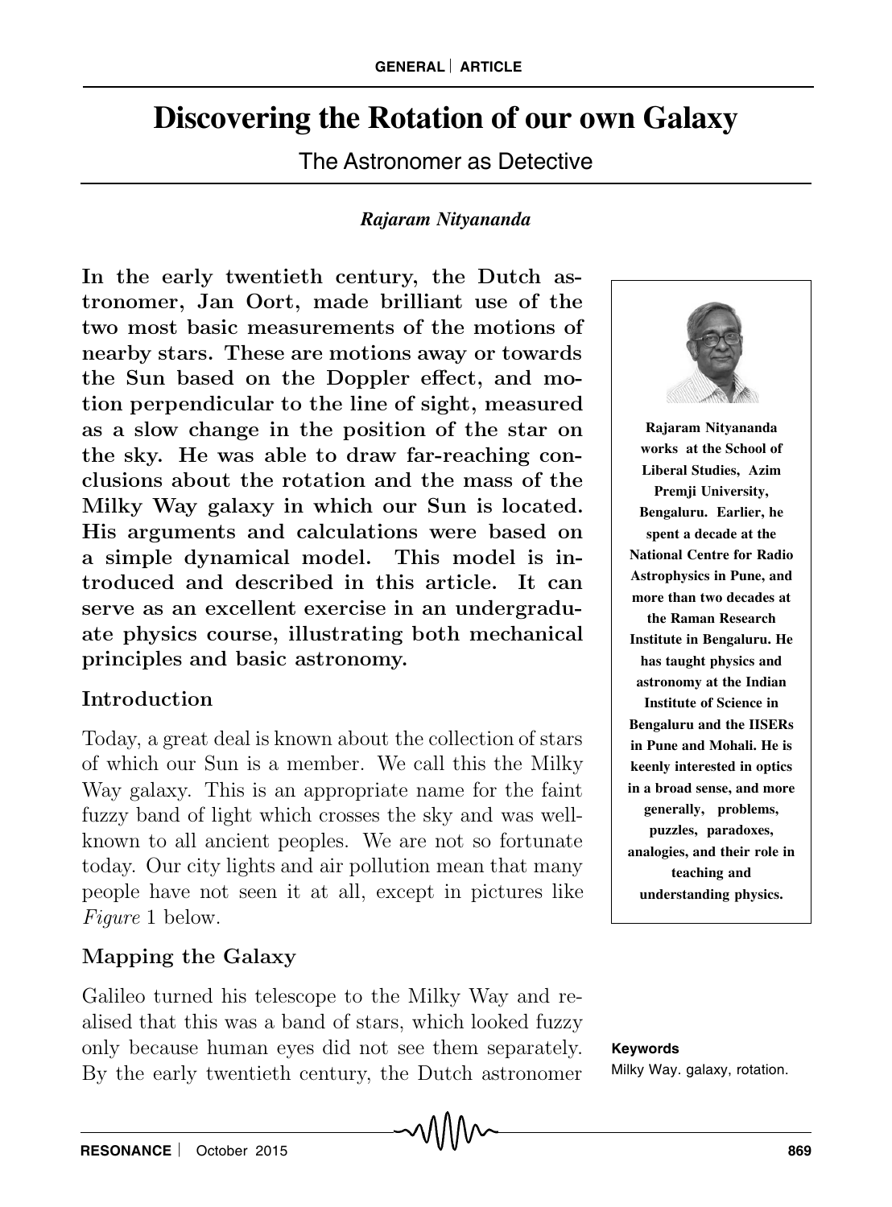# Discovering the Rotation of our own Galaxy

The Astronomer as Detective

*Rajaram Nityananda*

**In the early twentieth century, the Dutch astronomer, Jan Oort, made brilliant use of the two most basic measurements of the motions of nearby stars. These are motions away or towards the Sun based on the Doppler effect, and motion perpendicular to the line of sight, measured as a slow change in the position of the star on the sky. He was able to draw far-reaching conclusions about the rotation and the mass of the Milky Way galaxy in which our Sun is located. His arguments and calculations were based on a simple dynamical model. This model is introduced and described in this article. It can serve as an excellent exercise in an undergraduate physics course, illustrating both mechanical principles and basic astronomy.**

**Rajaram Nityananda works at the School of Liberal Studies, Azim Premji University, Bengaluru. Earlier, he spent a decade at the National Centre for Radio Astrophysics in Pune, and more than two decades at the Raman Research Institute in Bengaluru. He has taught physics and astronomy at the Indian Institute of Science in Bengaluru and the IISERs in Pune and Mohali. He is keenly interested in optics in a broad sense, and more generally, problems, puzzles, paradoxes, analogies, and their role in teaching and understanding physics.**

## Introduction

Today, a great deal is known about the collection of stars of which our Sun is a member. We call this the Milky Way galaxy. This is an appropriate name for the faint fuzzy band of light which crosses the sky and was well-known to all ancient peoples. We are not so fortunate today. Our city lights and air pollution mean that many people have not seen it at all, except in pictures like *Figure* 1 below.

## Mapping the Galaxy

Galileo turned his telescope to the Milky Way and realised that this was a band of stars, which looked fuzzy only because human eyes did not see them separately. By the early twentieth century, the Dutch astronomer

**Keywords**

Milky Way. galaxy, rotation.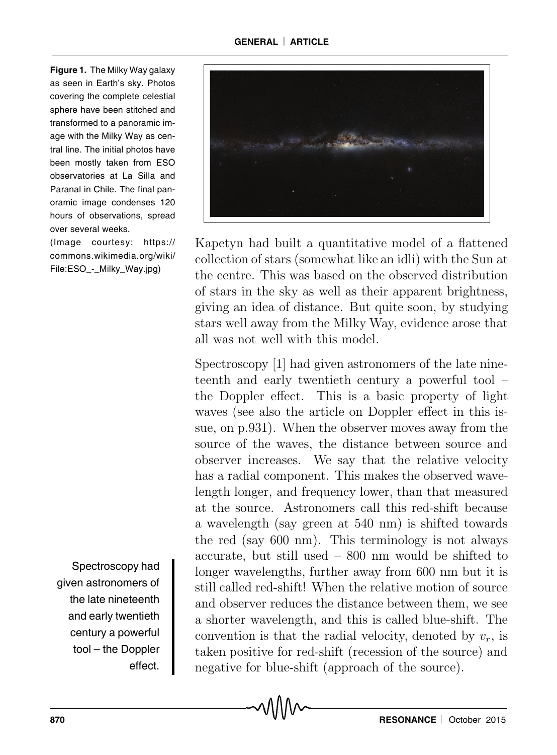**Figure 1.** The Milky Way galaxy as seen in Earth's sky. Photos covering the complete celestial sphere have been stitched and transformed to a panoramic image with the Milky Way as central line. The initial photos have been mostly taken from ESO observatories at La Silla and Paranal in Chile. The final panoramic image condenses 120 hours of observations, spread over several weeks.
(Image courtesy: https://commons.wikimedia.org/wiki/File:ESO_-_Milky_Way.jpg)

Kapetyn had built a quantitative model of a flattened collection of stars (somewhat like an idli) with the Sun at the centre. This was based on the observed distribution of stars in the sky as well as their apparent brightness, giving an idea of distance. But quite soon, by studying stars well away from the Milky Way, evidence arose that all was not well with this model.

Spectroscopy [1] had given astronomers of the late nineteenth and early twentieth century a powerful tool – the Doppler effect. This is a basic property of light waves (see also the article on Doppler effect in this issue, on p.931). When the observer moves away from the source of the waves, the distance between source and observer increases. We say that the relative velocity has a radial component. This makes the observed wavelength longer, and frequency lower, than that measured at the source. Astronomers call this red-shift because a wavelength (say green at 540 nm) is shifted towards the red (say 600 nm). This terminology is not always accurate, but still used – 800 nm would be shifted to longer wavelengths, further away from 600 nm but it is still called red-shift! When the relative motion of source and observer reduces the distance between them, we see a shorter wavelength, and this is called blue-shift. The convention is that the radial velocity, denoted by $v_r$, is taken positive for red-shift (recession of the source) and negative for blue-shift (approach of the source).

Spectroscopy had given astronomers of the late nineteenth and early twentieth century a powerful tool – the Doppler effect.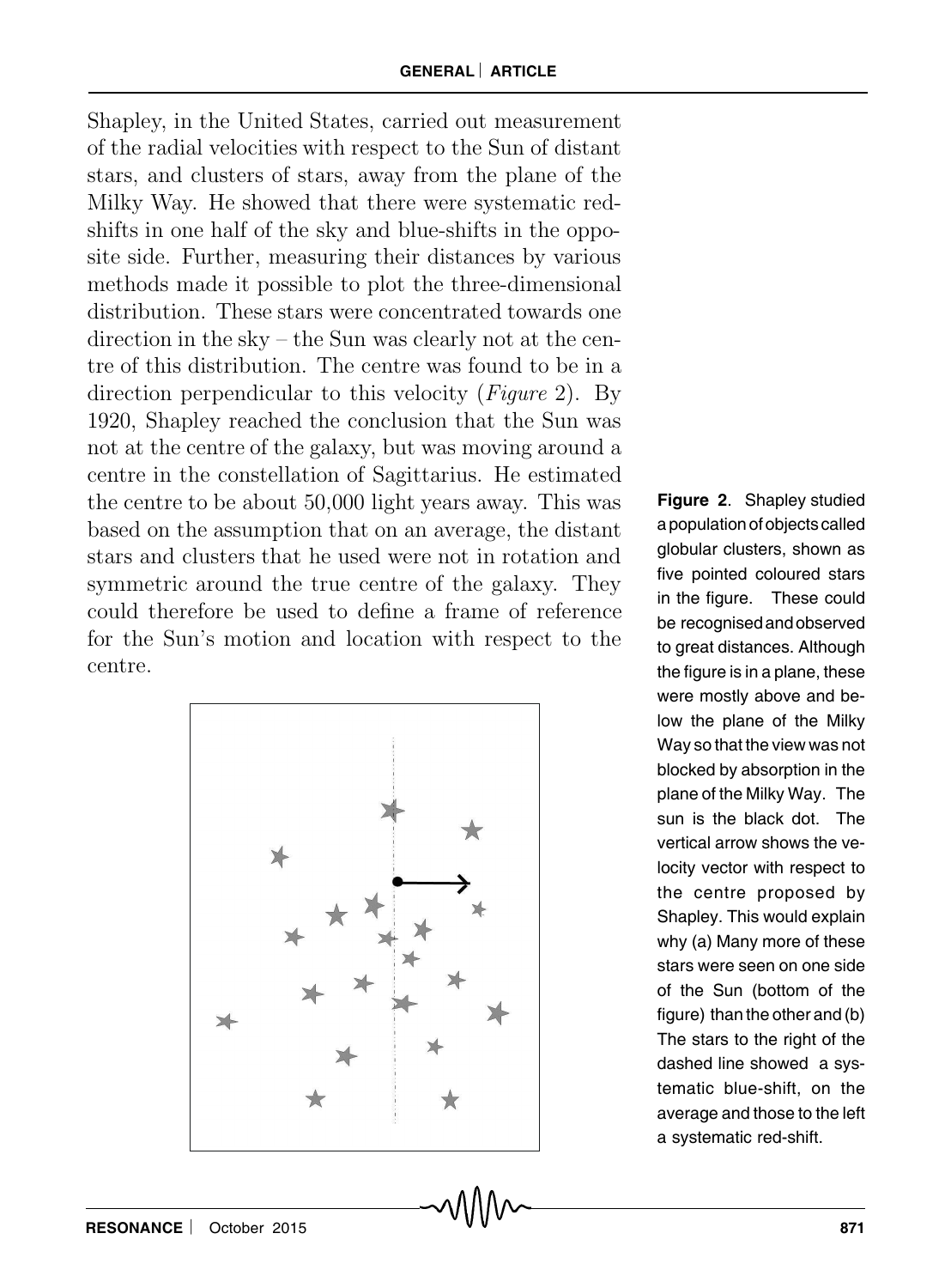Shapley, in the United States, carried out measurement of the radial velocities with respect to the Sun of distant stars, and clusters of stars, away from the plane of the Milky Way. He showed that there were systematic red-shifts in one half of the sky and blue-shifts in the opposite side. Further, measuring their distances by various methods made it possible to plot the three-dimensional distribution. These stars were concentrated towards one direction in the sky – the Sun was clearly not at the centre of this distribution. The centre was found to be in a direction perpendicular to this velocity (*Figure* 2). By 1920, Shapley reached the conclusion that the Sun was not at the centre of the galaxy, but was moving around a centre in the constellation of Sagittarius. He estimated the centre to be about 50,000 light years away. This was based on the assumption that on an average, the distant stars and clusters that he used were not in rotation and symmetric around the true centre of the galaxy. They could therefore be used to define a frame of reference for the Sun's motion and location with respect to the centre.

**Figure 2**. Shapley studied a population of objects called globular clusters, shown as five pointed coloured stars in the figure. These could be recognised and observed to great distances. Although the figure is in a plane, these were mostly above and below the plane of the Milky Way so that the view was not blocked by absorption in the plane of the Milky Way. The sun is the black dot. The vertical arrow shows the velocity vector with respect to the centre proposed by Shapley. This would explain why (a) Many more of these stars were seen on one side of the Sun (bottom of the figure) than the other and (b) The stars to the right of the dashed line showed a systematic blue-shift, on the average and those to the left a systematic red-shift.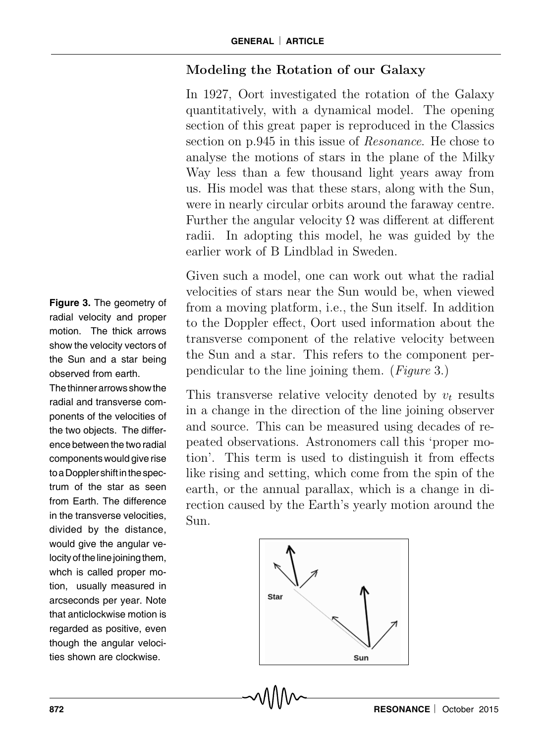## Modeling the Rotation of our Galaxy

In 1927, Oort investigated the rotation of the Galaxy quantitatively, with a dynamical model. The opening section of this great paper is reproduced in the Classics section on p.945 in this issue of *Resonance*. He chose to analyse the motions of stars in the plane of the Milky Way less than a few thousand light years away from us. His model was that these stars, along with the Sun, were in nearly circular orbits around the faraway centre. Further the angular velocity $\Omega$ was different at different radii. In adopting this model, he was guided by the earlier work of B Lindblad in Sweden.

Given such a model, one can work out what the radial velocities of stars near the Sun would be, when viewed from a moving platform, i.e., the Sun itself. In addition to the Doppler effect, Oort used information about the transverse component of the relative velocity between the Sun and a star. This refers to the component perpendicular to the line joining them. (*Figure* 3.)

This transverse relative velocity denoted by $v_t$ results in a change in the direction of the line joining observer and source. This can be measured using decades of repeated observations. Astronomers call this 'proper motion'. This term is used to distinguish it from effects like rising and setting, which come from the spin of the earth, or the annual parallax, which is a change in direction caused by the Earth's yearly motion around the Sun.

**Figure 3.** The geometry of radial velocity and proper motion. The thick arrows show the velocity vectors of the Sun and a star being observed from earth. The thinner arrows show the radial and transverse components of the velocities of the two objects. The difference between the two radial components would give rise to a Doppler shift in the spectrum of the star as seen from Earth. The difference in the transverse velocities, divided by the distance, would give the angular velocity of the line joining them, whch is called proper motion, usually measured in arcseconds per year. Note that anticlockwise motion is regarded as positive, even though the angular velocities shown are clockwise.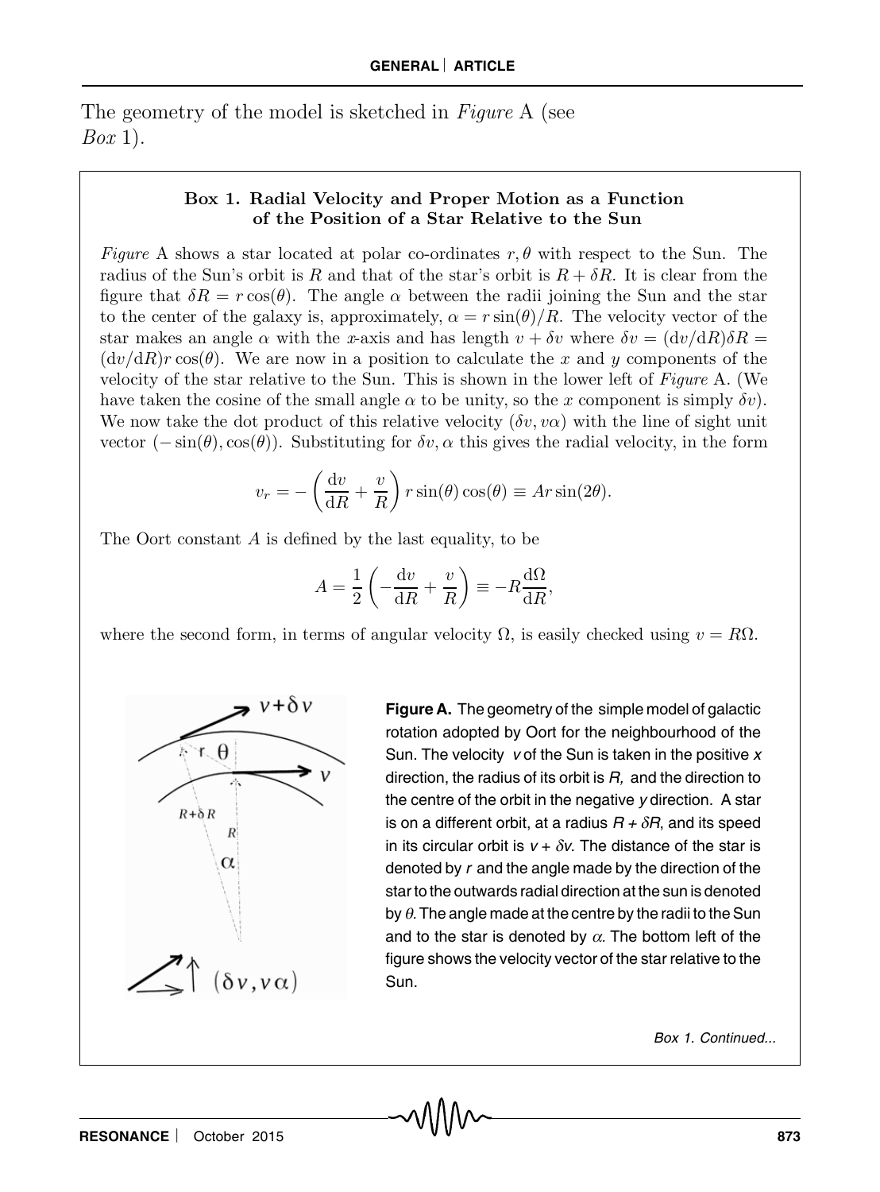The geometry of the model is sketched in *Figure* A (see *Box* 1).

### Box 1. Radial Velocity and Proper Motion as a Function of the Position of a Star Relative to the Sun

*Figure* A shows a star located at polar co-ordinates $r, \theta$ with respect to the Sun. The radius of the Sun's orbit is $R$ and that of the star's orbit is $R + \delta R$. It is clear from the figure that $\delta R = r\cos(\theta)$. The angle $\alpha$ between the radii joining the Sun and the star to the center of the galaxy is, approximately, $\alpha = r\sin(\theta)/R$. The velocity vector of the star makes an angle $\alpha$ with the $x$-axis and has length $v + \delta v$ where $\delta v = (\mathrm{d}v/\mathrm{d}R)\delta R = (\mathrm{d}v/\mathrm{d}R)r\cos(\theta)$. We are now in a position to calculate the $x$ and $y$ components of the velocity of the star relative to the Sun. This is shown in the lower left of *Figure* A. (We have taken the cosine of the small angle $\alpha$ to be unity, so the $x$ component is simply $\delta v$). We now take the dot product of this relative velocity $(\delta v, v\alpha)$ with the line of sight unit vector $(-\sin(\theta), \cos(\theta))$. Substituting for $\delta v, \alpha$ this gives the radial velocity, in the form

$$v_r = -\left(\frac{\mathrm{d}v}{\mathrm{d}R} + \frac{v}{R}\right) r\sin(\theta)\cos(\theta) \equiv Ar\sin(2\theta).$$

The Oort constant $A$ is defined by the last equality, to be

$$A = \frac{1}{2}\left(-\frac{\mathrm{d}v}{\mathrm{d}R} + \frac{v}{R}\right) \equiv -R\frac{\mathrm{d}\Omega}{\mathrm{d}R},$$

where the second form, in terms of angular velocity $\Omega$, is easily checked using $v = R\Omega$.

**Figure A.** The geometry of the simple model of galactic rotation adopted by Oort for the neighbourhood of the Sun. The velocity $v$ of the Sun is taken in the positive $x$ direction, the radius of its orbit is $R$, and the direction to the centre of the orbit in the negative $y$ direction. A star is on a different orbit, at a radius $R + \delta R$, and its speed in its circular orbit is $v + \delta v$. The distance of the star is denoted by $r$ and the angle made by the direction of the star to the outwards radial direction at the sun is denoted by $\theta$. The angle made at the centre by the radii to the Sun and to the star is denoted by $\alpha$. The bottom left of the figure shows the velocity vector of the star relative to the Sun.

*Box 1. Continued...*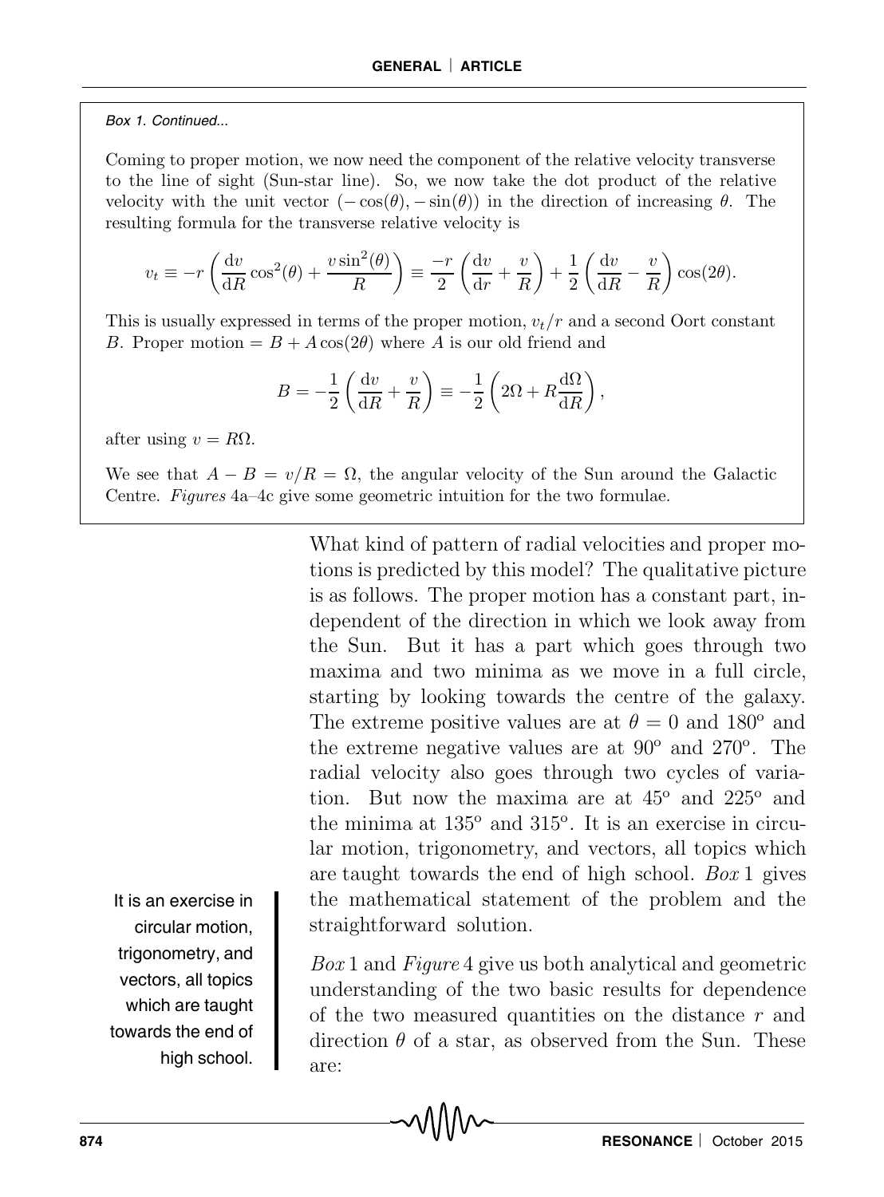*Box 1. Continued...*

Coming to proper motion, we now need the component of the relative velocity transverse to the line of sight (Sun-star line). So, we now take the dot product of the relative velocity with the unit vector $(-\cos(\theta), -\sin(\theta))$ in the direction of increasing $\theta$. The resulting formula for the transverse relative velocity is

$$v_t \equiv -r\left(\frac{\mathrm{d}v}{\mathrm{d}R}\cos^2(\theta) + \frac{v\sin^2(\theta)}{R}\right) \equiv \frac{-r}{2}\left(\frac{\mathrm{d}v}{\mathrm{d}r} + \frac{v}{R}\right) + \frac{1}{2}\left(\frac{\mathrm{d}v}{\mathrm{d}R} - \frac{v}{R}\right)\cos(2\theta).$$

This is usually expressed in terms of the proper motion, $v_t/r$ and a second Oort constant $B$. Proper motion $= B + A\cos(2\theta)$ where $A$ is our old friend and

$$B = -\frac{1}{2}\left(\frac{\mathrm{d}v}{\mathrm{d}R} + \frac{v}{R}\right) \equiv -\frac{1}{2}\left(2\Omega + R\frac{\mathrm{d}\Omega}{\mathrm{d}R}\right),$$

after using $v = R\Omega$.

We see that $A - B = v/R = \Omega$, the angular velocity of the Sun around the Galactic Centre. *Figures* 4a–4c give some geometric intuition for the two formulae.

What kind of pattern of radial velocities and proper motions is predicted by this model? The qualitative picture is as follows. The proper motion has a constant part, independent of the direction in which we look away from the Sun. But it has a part which goes through two maxima and two minima as we move in a full circle, starting by looking towards the centre of the galaxy. The extreme positive values are at $\theta = 0$ and $180^{\circ}$ and the extreme negative values are at $90^{\circ}$ and $270^{\circ}$. The radial velocity also goes through two cycles of variation. But now the maxima are at $45^{\circ}$ and $225^{\circ}$ and the minima at $135^{\circ}$ and $315^{\circ}$. It is an exercise in circular motion, trigonometry, and vectors, all topics which are taught towards the end of high school. *Box* 1 gives the mathematical statement of the problem and the straightforward solution.

It is an exercise in circular motion, trigonometry, and vectors, all topics which are taught towards the end of high school.

*Box* 1 and *Figure* 4 give us both analytical and geometric understanding of the two basic results for dependence of the two measured quantities on the distance $r$ and direction $\theta$ of a star, as observed from the Sun. These are: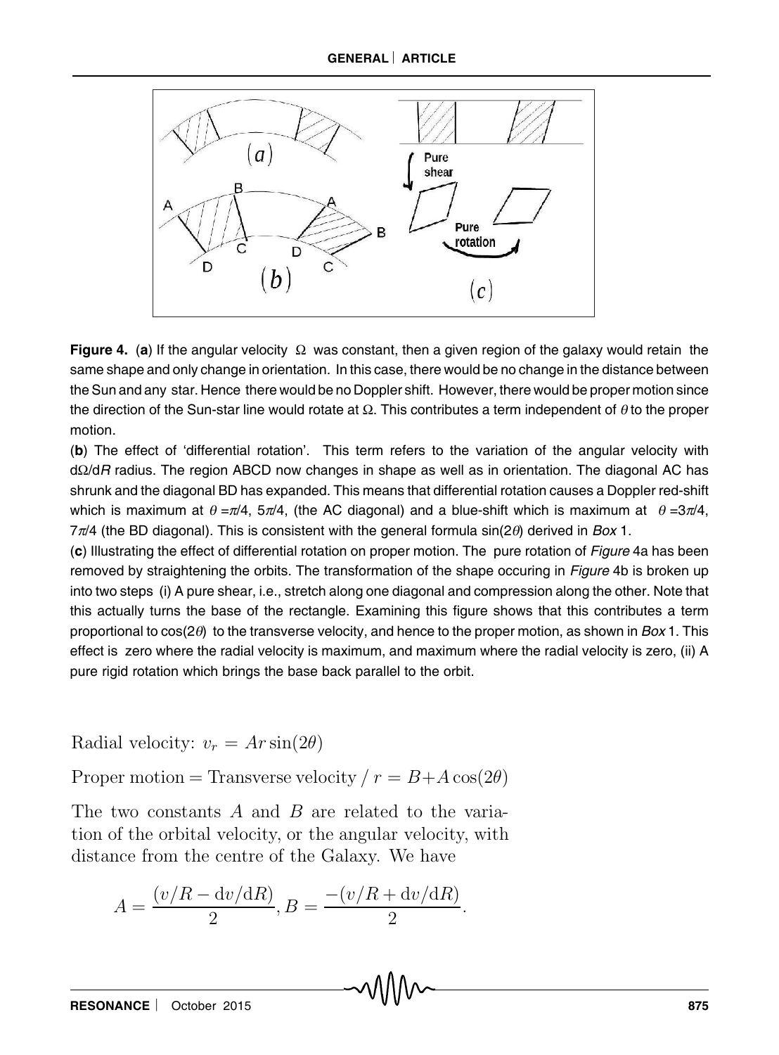**Figure 4.** (**a**) If the angular velocity $\Omega$ was constant, then a given region of the galaxy would retain the same shape and only change in orientation. In this case, there would be no change in the distance between the Sun and any star. Hence there would be no Doppler shift. However, there would be proper motion since the direction of the Sun-star line would rotate at $\Omega$. This contributes a term independent of $\theta$ to the proper motion.

(**b**) The effect of 'differential rotation'. This term refers to the variation of the angular velocity with $d\Omega/dR$ radius. The region ABCD now changes in shape as well as in orientation. The diagonal AC has shrunk and the diagonal BD has expanded. This means that differential rotation causes a Doppler red-shift which is maximum at $\theta = \pi/4$, $5\pi/4$, (the AC diagonal) and a blue-shift which is maximum at $\theta = 3\pi/4$, $7\pi/4$ (the BD diagonal). This is consistent with the general formula $\sin(2\theta)$ derived in *Box* 1.

(**c**) Illustrating the effect of differential rotation on proper motion. The pure rotation of *Figure* 4a has been removed by straightening the orbits. The transformation of the shape occuring in *Figure* 4b is broken up into two steps (i) A pure shear, i.e., stretch along one diagonal and compression along the other. Note that this actually turns the base of the rectangle. Examining this figure shows that this contributes a term proportional to $\cos(2\theta)$ to the transverse velocity, and hence to the proper motion, as shown in *Box* 1. This effect is zero where the radial velocity is maximum, and maximum where the radial velocity is zero, (ii) A pure rigid rotation which brings the base back parallel to the orbit.

Radial velocity: $v_r = Ar\sin(2\theta)$

Proper motion = Transverse velocity / $r = B + A\cos(2\theta)$

The two constants $A$ and $B$ are related to the variation of the orbital velocity, or the angular velocity, with distance from the centre of the Galaxy. We have

$$A = \frac{(v/R - \mathrm{d}v/\mathrm{d}R)}{2}, B = \frac{-(v/R + \mathrm{d}v/\mathrm{d}R)}{2}.$$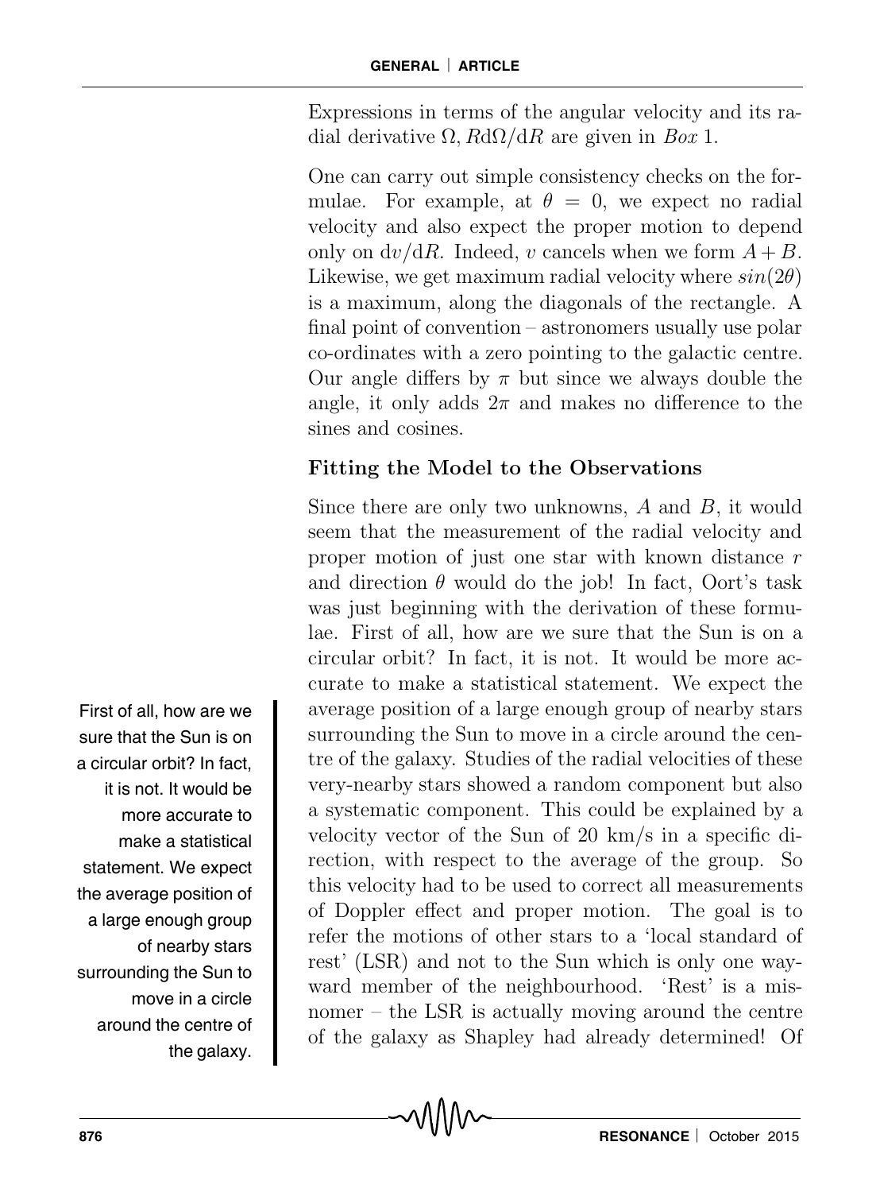Expressions in terms of the angular velocity and its radial derivative $\Omega, R\mathrm{d}\Omega/\mathrm{d}R$ are given in *Box* 1.

One can carry out simple consistency checks on the formulae. For example, at $\theta = 0$, we expect no radial velocity and also expect the proper motion to depend only on $\mathrm{d}v/\mathrm{d}R$. Indeed, $v$ cancels when we form $A + B$. Likewise, we get maximum radial velocity where $sin(2\theta)$ is a maximum, along the diagonals of the rectangle. A final point of convention – astronomers usually use polar co-ordinates with a zero pointing to the galactic centre. Our angle differs by $\pi$ but since we always double the angle, it only adds $2\pi$ and makes no difference to the sines and cosines.

### Fitting the Model to the Observations

Since there are only two unknowns, $A$ and $B$, it would seem that the measurement of the radial velocity and proper motion of just one star with known distance $r$ and direction $\theta$ would do the job! In fact, Oort's task was just beginning with the derivation of these formulae. First of all, how are we sure that the Sun is on a circular orbit? In fact, it is not. It would be more accurate to make a statistical statement. We expect the average position of a large enough group of nearby stars surrounding the Sun to move in a circle around the centre of the galaxy. Studies of the radial velocities of these very-nearby stars showed a random component but also a systematic component. This could be explained by a velocity vector of the Sun of 20 km/s in a specific direction, with respect to the average of the group. So this velocity had to be used to correct all measurements of Doppler effect and proper motion. The goal is to refer the motions of other stars to a 'local standard of rest' (LSR) and not to the Sun which is only one wayward member of the neighbourhood. 'Rest' is a misnomer – the LSR is actually moving around the centre of the galaxy as Shapley had already determined! Of

First of all, how are we sure that the Sun is on a circular orbit? In fact, it is not. It would be more accurate to make a statistical statement. We expect the average position of a large enough group of nearby stars surrounding the Sun to move in a circle around the centre of the galaxy.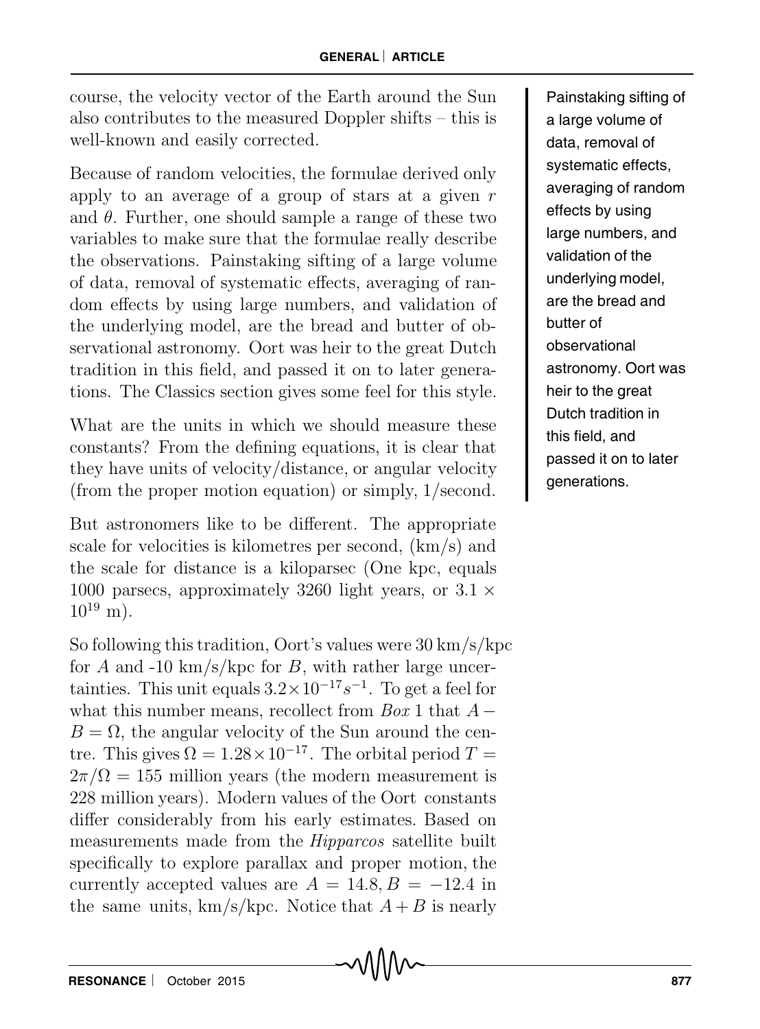course, the velocity vector of the Earth around the Sun also contributes to the measured Doppler shifts – this is well-known and easily corrected.

Because of random velocities, the formulae derived only apply to an average of a group of stars at a given $r$ and $\theta$. Further, one should sample a range of these two variables to make sure that the formulae really describe the observations. Painstaking sifting of a large volume of data, removal of systematic effects, averaging of random effects by using large numbers, and validation of the underlying model, are the bread and butter of observational astronomy. Oort was heir to the great Dutch tradition in this field, and passed it on to later generations. The Classics section gives some feel for this style.

Painstaking sifting of a large volume of data, removal of systematic effects, averaging of random effects by using large numbers, and validation of the underlying model, are the bread and butter of observational astronomy. Oort was heir to the great Dutch tradition in this field, and passed it on to later generations.

What are the units in which we should measure these constants? From the defining equations, it is clear that they have units of velocity/distance, or angular velocity (from the proper motion equation) or simply, 1/second.

But astronomers like to be different. The appropriate scale for velocities is kilometres per second, (km/s) and the scale for distance is a kiloparsec (One kpc, equals 1000 parsecs, approximately 3260 light years, or $3.1 \times 10^{19}$ m).

So following this tradition, Oort's values were 30 km/s/kpc for $A$ and -10 km/s/kpc for $B$, with rather large uncertainties. This unit equals $3.2 \times 10^{-17} s^{-1}$. To get a feel for what this number means, recollect from *Box* 1 that $A - B = \Omega$, the angular velocity of the Sun around the centre. This gives $\Omega = 1.28 \times 10^{-17}$. The orbital period $T = 2\pi/\Omega = 155$ million years (the modern measurement is 228 million years). Modern values of the Oort constants differ considerably from his early estimates. Based on measurements made from the *Hipparcos* satellite built specifically to explore parallax and proper motion, the currently accepted values are $A = 14.8, B = -12.4$ in the same units, km/s/kpc. Notice that $A + B$ is nearly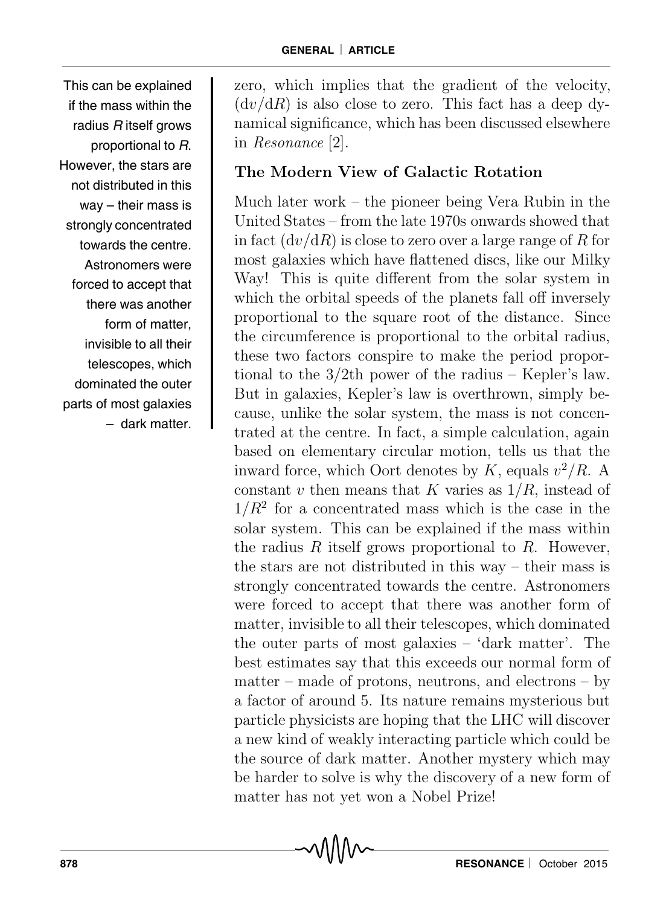This can be explained if the mass within the radius $R$ itself grows proportional to $R$. However, the stars are not distributed in this way – their mass is strongly concentrated towards the centre. Astronomers were forced to accept that there was another form of matter, invisible to all their telescopes, which dominated the outer parts of most galaxies – dark matter.

zero, which implies that the gradient of the velocity, $(dv/dR)$ is also close to zero. This fact has a deep dynamical significance, which has been discussed elsewhere in *Resonance* [2].

### The Modern View of Galactic Rotation

Much later work – the pioneer being Vera Rubin in the United States – from the late 1970s onwards showed that in fact $(dv/dR)$ is close to zero over a large range of $R$ for most galaxies which have flattened discs, like our Milky Way! This is quite different from the solar system in which the orbital speeds of the planets fall off inversely proportional to the square root of the distance. Since the circumference is proportional to the orbital radius, these two factors conspire to make the period proportional to the 3/2th power of the radius – Kepler's law. But in galaxies, Kepler's law is overthrown, simply because, unlike the solar system, the mass is not concentrated at the centre. In fact, a simple calculation, again based on elementary circular motion, tells us that the inward force, which Oort denotes by $K$, equals $v^2/R$. A constant $v$ then means that $K$ varies as $1/R$, instead of $1/R^2$ for a concentrated mass which is the case in the solar system. This can be explained if the mass within the radius $R$ itself grows proportional to $R$. However, the stars are not distributed in this way – their mass is strongly concentrated towards the centre. Astronomers were forced to accept that there was another form of matter, invisible to all their telescopes, which dominated the outer parts of most galaxies – 'dark matter'. The best estimates say that this exceeds our normal form of matter – made of protons, neutrons, and electrons – by a factor of around 5. Its nature remains mysterious but particle physicists are hoping that the LHC will discover a new kind of weakly interacting particle which could be the source of dark matter. Another mystery which may be harder to solve is why the discovery of a new form of matter has not yet won a Nobel Prize!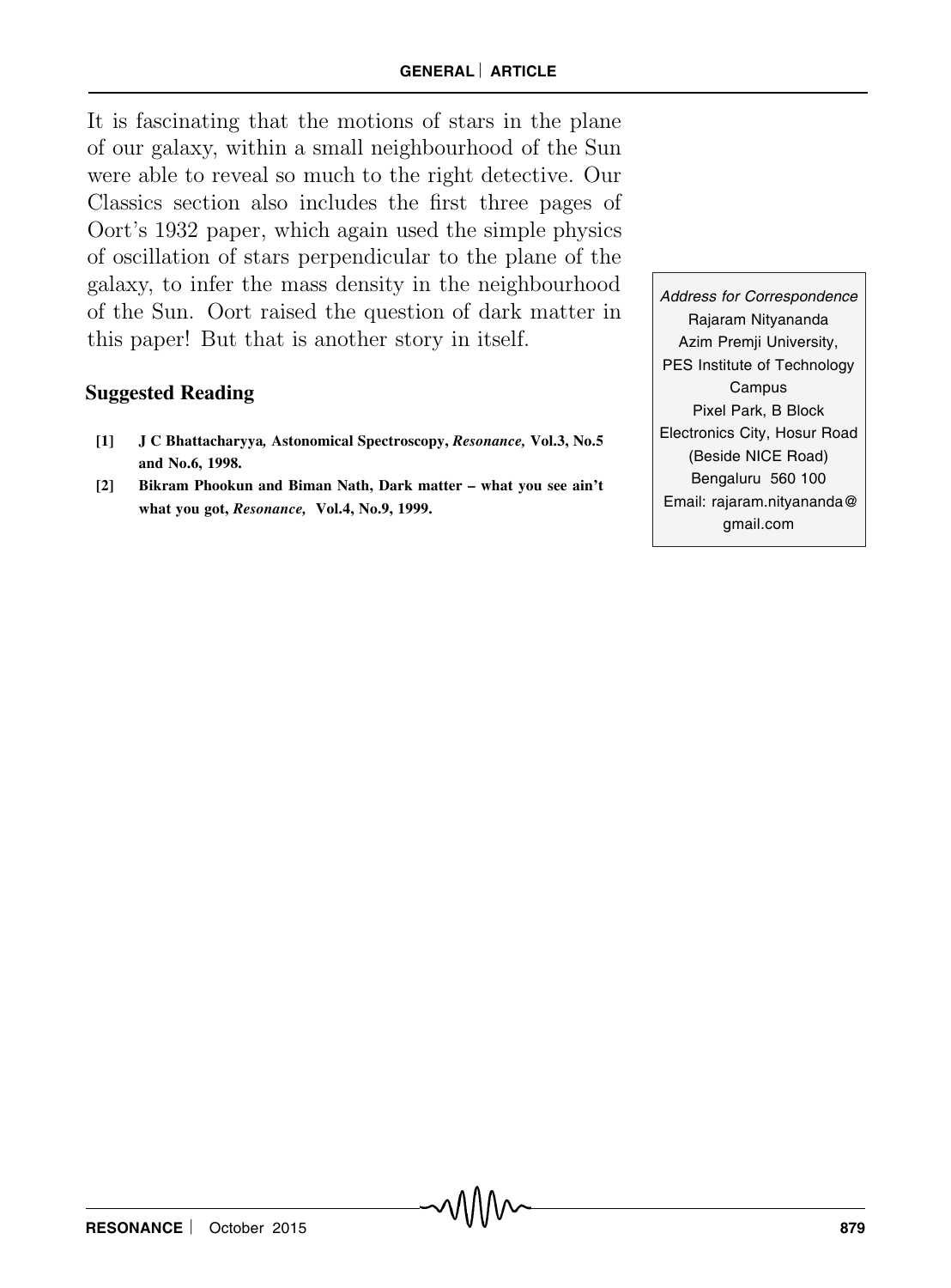It is fascinating that the motions of stars in the plane of our galaxy, within a small neighbourhood of the Sun were able to reveal so much to the right detective. Our Classics section also includes the first three pages of Oort's 1932 paper, which again used the simple physics of oscillation of stars perpendicular to the plane of the galaxy, to infer the mass density in the neighbourhood of the Sun. Oort raised the question of dark matter in this paper! But that is another story in itself.

## Suggested Reading

**[1] J C Bhattacharyya, Astonomical Spectroscopy, *Resonance,* Vol.3, No.5 and No.6, 1998.**

**[2] Bikram Phookun and Biman Nath, Dark matter – what you see ain't what you got, *Resonance,* Vol.4, No.9, 1999.**

*Address for Correspondence*
Rajaram Nityananda
Azim Premji University,
PES Institute of Technology Campus
Pixel Park, B Block
Electronics City, Hosur Road
(Beside NICE Road)
Bengaluru 560 100
Email: rajaram.nityananda@gmail.com